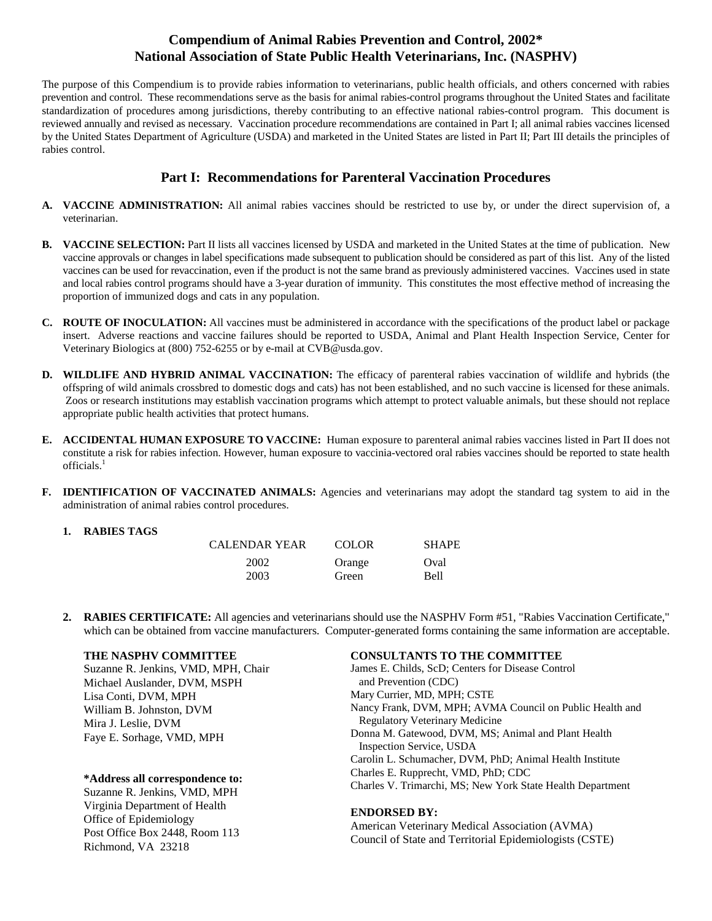# Compendium of Animal Rabies Prevention and Control, 2002*
# National Association of State Public Health Veterinarians, Inc. (NASPHV)

The purpose of this Compendium is to provide rabies information to veterinarians, public health officials, and others concerned with rabies prevention and control. These recommendations serve as the basis for animal rabies-control programs throughout the United States and facilitate standardization of procedures among jurisdictions, thereby contributing to an effective national rabies-control program. This document is reviewed annually and revised as necessary. Vaccination procedure recommendations are contained in Part I; all animal rabies vaccines licensed by the United States Department of Agriculture (USDA) and marketed in the United States are listed in Part II; Part III details the principles of rabies control.

## Part I: Recommendations for Parenteral Vaccination Procedures

**A. VACCINE ADMINISTRATION:** All animal rabies vaccines should be restricted to use by, or under the direct supervision of, a veterinarian.

**B. VACCINE SELECTION:** Part II lists all vaccines licensed by USDA and marketed in the United States at the time of publication. New vaccine approvals or changes in label specifications made subsequent to publication should be considered as part of this list. Any of the listed vaccines can be used for revaccination, even if the product is not the same brand as previously administered vaccines. Vaccines used in state and local rabies control programs should have a 3-year duration of immunity. This constitutes the most effective method of increasing the proportion of immunized dogs and cats in any population.

**C. ROUTE OF INOCULATION:** All vaccines must be administered in accordance with the specifications of the product label or package insert. Adverse reactions and vaccine failures should be reported to USDA, Animal and Plant Health Inspection Service, Center for Veterinary Biologics at (800) 752-6255 or by e-mail at CVB@usda.gov.

**D. WILDLIFE AND HYBRID ANIMAL VACCINATION:** The efficacy of parenteral rabies vaccination of wildlife and hybrids (the offspring of wild animals crossbred to domestic dogs and cats) has not been established, and no such vaccine is licensed for these animals. Zoos or research institutions may establish vaccination programs which attempt to protect valuable animals, but these should not replace appropriate public health activities that protect humans.

**E. ACCIDENTAL HUMAN EXPOSURE TO VACCINE:** Human exposure to parenteral animal rabies vaccines listed in Part II does not constitute a risk for rabies infection. However, human exposure to vaccinia-vectored oral rabies vaccines should be reported to state health officials.[1]

**F. IDENTIFICATION OF VACCINATED ANIMALS:** Agencies and veterinarians may adopt the standard tag system to aid in the administration of animal rabies control procedures.

**1. RABIES TAGS**

| CALENDAR YEAR | COLOR | SHAPE |
|---|---|---|
| 2002 | Orange | Oval |
| 2003 | Green | Bell |

**2. RABIES CERTIFICATE:** All agencies and veterinarians should use the NASPHV Form #51, "Rabies Vaccination Certificate," which can be obtained from vaccine manufacturers. Computer-generated forms containing the same information are acceptable.

**THE NASPHV COMMITTEE**
Suzanne R. Jenkins, VMD, MPH, Chair
Michael Auslander, DVM, MSPH
Lisa Conti, DVM, MPH
William B. Johnston, DVM
Mira J. Leslie, DVM
Faye E. Sorhage, VMD, MPH

**\*Address all correspondence to:**
Suzanne R. Jenkins, VMD, MPH
Virginia Department of Health
Office of Epidemiology
Post Office Box 2448, Room 113
Richmond, VA 23218

**CONSULTANTS TO THE COMMITTEE**
James E. Childs, ScD; Centers for Disease Control and Prevention (CDC)
Mary Currier, MD, MPH; CSTE
Nancy Frank, DVM, MPH; AVMA Council on Public Health and Regulatory Veterinary Medicine
Donna M. Gatewood, DVM, MS; Animal and Plant Health Inspection Service, USDA
Carolin L. Schumacher, DVM, PhD; Animal Health Institute
Charles E. Rupprecht, VMD, PhD; CDC
Charles V. Trimarchi, MS; New York State Health Department

**ENDORSED BY:**
American Veterinary Medical Association (AVMA)
Council of State and Territorial Epidemiologists (CSTE)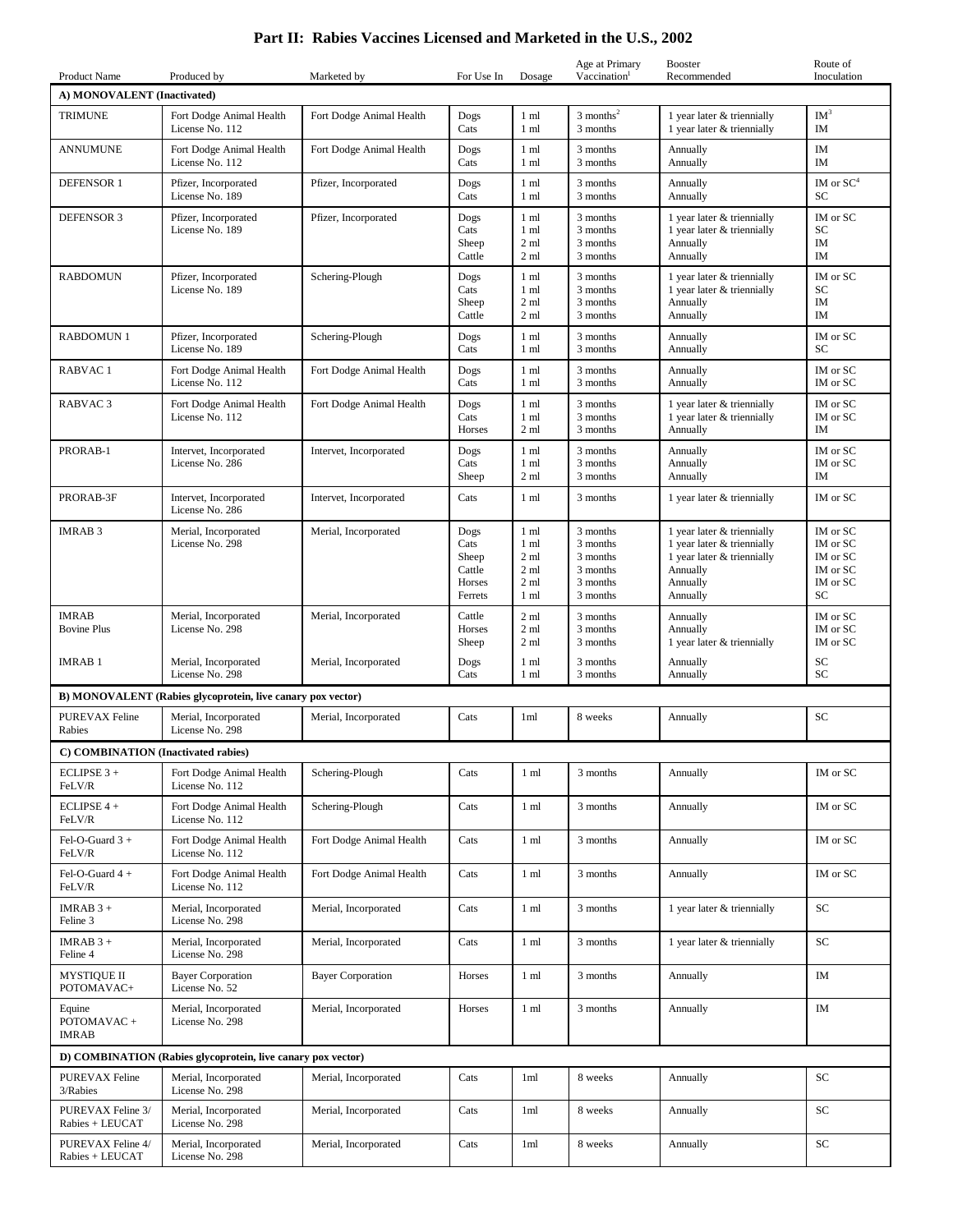# Part II: Rabies Vaccines Licensed and Marketed in the U.S., 2002

| Product Name | Produced by | Marketed by | For Use In | Dosage | Age at Primary Vaccination[1] | Booster Recommended | Route of Inoculation |
|---|---|---|---|---|---|---|---|
| **A) MONOVALENT (Inactivated)** | | | | | | | |
| TRIMUNE | Fort Dodge Animal Health License No. 112 | Fort Dodge Animal Health | Dogs<br>Cats | 1 ml<br>1 ml | 3 months[2]<br>3 months | 1 year later & triennially<br>1 year later & triennially | IM[3]<br>IM |
| ANNUMUNE | Fort Dodge Animal Health License No. 112 | Fort Dodge Animal Health | Dogs<br>Cats | 1 ml<br>1 ml | 3 months<br>3 months | Annually<br>Annually | IM<br>IM |
| DEFENSOR 1 | Pfizer, Incorporated License No. 189 | Pfizer, Incorporated | Dogs<br>Cats | 1 ml<br>1 ml | 3 months<br>3 months | Annually<br>Annually | IM or SC[4]<br>SC |
| DEFENSOR 3 | Pfizer, Incorporated License No. 189 | Pfizer, Incorporated | Dogs<br>Cats<br>Sheep<br>Cattle | 1 ml<br>1 ml<br>2 ml<br>2 ml | 3 months<br>3 months<br>3 months<br>3 months | 1 year later & triennially<br>1 year later & triennially<br>Annually<br>Annually | IM or SC<br>SC<br>IM<br>IM |
| RABDOMUN | Pfizer, Incorporated License No. 189 | Schering-Plough | Dogs<br>Cats<br>Sheep<br>Cattle | 1 ml<br>1 ml<br>2 ml<br>2 ml | 3 months<br>3 months<br>3 months<br>3 months | 1 year later & triennially<br>1 year later & triennially<br>Annually<br>Annually | IM or SC<br>SC<br>IM<br>IM |
| RABDOMUN 1 | Pfizer, Incorporated License No. 189 | Schering-Plough | Dogs<br>Cats | 1 ml<br>1 ml | 3 months<br>3 months | Annually<br>Annually | IM or SC<br>SC |
| RABVAC 1 | Fort Dodge Animal Health License No. 112 | Fort Dodge Animal Health | Dogs<br>Cats | 1 ml<br>1 ml | 3 months<br>3 months | Annually<br>Annually | IM or SC<br>IM or SC |
| RABVAC 3 | Fort Dodge Animal Health License No. 112 | Fort Dodge Animal Health | Dogs<br>Cats<br>Horses | 1 ml<br>1 ml<br>2 ml | 3 months<br>3 months<br>3 months | 1 year later & triennially<br>1 year later & triennially<br>Annually | IM or SC<br>IM or SC<br>IM |
| PRORAB-1 | Intervet, Incorporated License No. 286 | Intervet, Incorporated | Dogs<br>Cats<br>Sheep | 1 ml<br>1 ml<br>2 ml | 3 months<br>3 months<br>3 months | Annually<br>Annually<br>Annually | IM or SC<br>IM or SC<br>IM |
| PRORAB-3F | Intervet, Incorporated License No. 286 | Intervet, Incorporated | Cats | 1 ml | 3 months | 1 year later & triennially | IM or SC |
| IMRAB 3 | Merial, Incorporated License No. 298 | Merial, Incorporated | Dogs<br>Cats<br>Sheep<br>Cattle<br>Horses<br>Ferrets | 1 ml<br>1 ml<br>2 ml<br>2 ml<br>2 ml<br>1 ml | 3 months<br>3 months<br>3 months<br>3 months<br>3 months<br>3 months | 1 year later & triennially<br>1 year later & triennially<br>1 year later & triennially<br>Annually<br>Annually<br>Annually | IM or SC<br>IM or SC<br>IM or SC<br>IM or SC<br>IM or SC<br>SC |
| IMRAB Bovine Plus | Merial, Incorporated License No. 298 | Merial, Incorporated | Cattle<br>Horses<br>Sheep | 2 ml<br>2 ml<br>2 ml | 3 months<br>3 months<br>3 months | Annually<br>Annually<br>1 year later & triennially | IM or SC<br>IM or SC<br>IM or SC |
| IMRAB 1 | Merial, Incorporated License No. 298 | Merial, Incorporated | Dogs<br>Cats | 1 ml<br>1 ml | 3 months<br>3 months | Annually<br>Annually | SC<br>SC |
| **B) MONOVALENT (Rabies glycoprotein, live canary pox vector)** | | | | | | | |
| PUREVAX Feline Rabies | Merial, Incorporated License No. 298 | Merial, Incorporated | Cats | 1ml | 8 weeks | Annually | SC |
| **C) COMBINATION (Inactivated rabies)** | | | | | | | |
| ECLIPSE 3 + FeLV/R | Fort Dodge Animal Health License No. 112 | Schering-Plough | Cats | 1 ml | 3 months | Annually | IM or SC |
| ECLIPSE 4 + FeLV/R | Fort Dodge Animal Health License No. 112 | Schering-Plough | Cats | 1 ml | 3 months | Annually | IM or SC |
| Fel-O-Guard 3 + FeLV/R | Fort Dodge Animal Health License No. 112 | Fort Dodge Animal Health | Cats | 1 ml | 3 months | Annually | IM or SC |
| Fel-O-Guard 4 + FeLV/R | Fort Dodge Animal Health License No. 112 | Fort Dodge Animal Health | Cats | 1 ml | 3 months | Annually | IM or SC |
| IMRAB 3 + Feline 3 | Merial, Incorporated License No. 298 | Merial, Incorporated | Cats | 1 ml | 3 months | 1 year later & triennially | SC |
| IMRAB 3 + Feline 4 | Merial, Incorporated License No. 298 | Merial, Incorporated | Cats | 1 ml | 3 months | 1 year later & triennially | SC |
| MYSTIQUE II POTOMAVAC+ | Bayer Corporation License No. 52 | Bayer Corporation | Horses | 1 ml | 3 months | Annually | IM |
| Equine POTOMAVAC + IMRAB | Merial, Incorporated License No. 298 | Merial, Incorporated | Horses | 1 ml | 3 months | Annually | IM |
| **D) COMBINATION (Rabies glycoprotein, live canary pox vector)** | | | | | | | |
| PUREVAX Feline 3/Rabies | Merial, Incorporated License No. 298 | Merial, Incorporated | Cats | 1ml | 8 weeks | Annually | SC |
| PUREVAX Feline 3/ Rabies + LEUCAT | Merial, Incorporated License No. 298 | Merial, Incorporated | Cats | 1ml | 8 weeks | Annually | SC |
| PUREVAX Feline 4/ Rabies + LEUCAT | Merial, Incorporated License No. 298 | Merial, Incorporated | Cats | 1ml | 8 weeks | Annually | SC |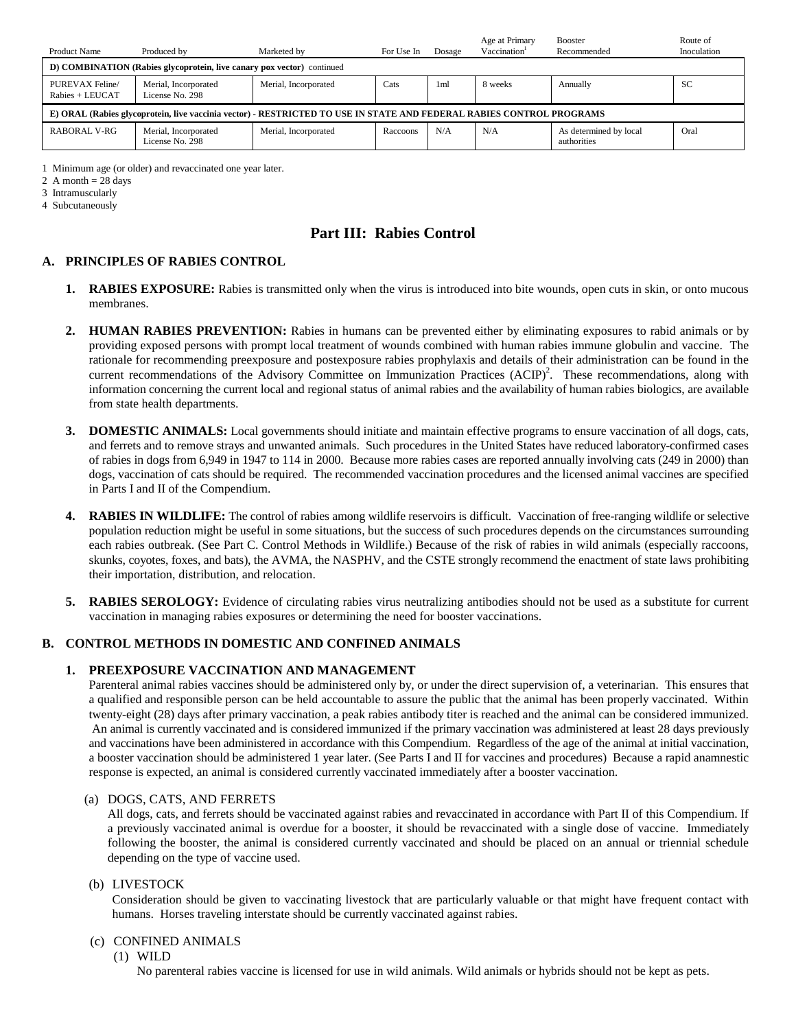| Product Name | Produced by | Marketed by | For Use In | Dosage | Age at Primary Vaccination[1] | Booster Recommended | Route of Inoculation |
|---|---|---|---|---|---|---|---|
| **D) COMBINATION (Rabies glycoprotein, live canary pox vector)** continued | | | | | | | |
| PUREVAX Feline/ Rabies + LEUCAT | Merial, Incorporated License No. 298 | Merial, Incorporated | Cats | 1ml | 8 weeks | Annually | SC |
| **E) ORAL (Rabies glycoprotein, live vaccinia vector) - RESTRICTED TO USE IN STATE AND FEDERAL RABIES CONTROL PROGRAMS** | | | | | | | |
| RABORAL V-RG | Merial, Incorporated License No. 298 | Merial, Incorporated | Raccoons | N/A | N/A | As determined by local authorities | Oral |

1 Minimum age (or older) and revaccinated one year later.
2 A month = 28 days
3 Intramuscularly
4 Subcutaneously

# Part III: Rabies Control

## A. PRINCIPLES OF RABIES CONTROL

1. **RABIES EXPOSURE:** Rabies is transmitted only when the virus is introduced into bite wounds, open cuts in skin, or onto mucous membranes.

2. **HUMAN RABIES PREVENTION:** Rabies in humans can be prevented either by eliminating exposures to rabid animals or by providing exposed persons with prompt local treatment of wounds combined with human rabies immune globulin and vaccine. The rationale for recommending preexposure and postexposure rabies prophylaxis and details of their administration can be found in the current recommendations of the Advisory Committee on Immunization Practices (ACIP)[2]. These recommendations, along with information concerning the current local and regional status of animal rabies and the availability of human rabies biologics, are available from state health departments.

3. **DOMESTIC ANIMALS:** Local governments should initiate and maintain effective programs to ensure vaccination of all dogs, cats, and ferrets and to remove strays and unwanted animals. Such procedures in the United States have reduced laboratory-confirmed cases of rabies in dogs from 6,949 in 1947 to 114 in 2000. Because more rabies cases are reported annually involving cats (249 in 2000) than dogs, vaccination of cats should be required. The recommended vaccination procedures and the licensed animal vaccines are specified in Parts I and II of the Compendium.

4. **RABIES IN WILDLIFE:** The control of rabies among wildlife reservoirs is difficult. Vaccination of free-ranging wildlife or selective population reduction might be useful in some situations, but the success of such procedures depends on the circumstances surrounding each rabies outbreak. (See Part C. Control Methods in Wildlife.) Because of the risk of rabies in wild animals (especially raccoons, skunks, coyotes, foxes, and bats), the AVMA, the NASPHV, and the CSTE strongly recommend the enactment of state laws prohibiting their importation, distribution, and relocation.

5. **RABIES SEROLOGY:** Evidence of circulating rabies virus neutralizing antibodies should not be used as a substitute for current vaccination in managing rabies exposures or determining the need for booster vaccinations.

## B. CONTROL METHODS IN DOMESTIC AND CONFINED ANIMALS

### 1. PREEXPOSURE VACCINATION AND MANAGEMENT

Parenteral animal rabies vaccines should be administered only by, or under the direct supervision of, a veterinarian. This ensures that a qualified and responsible person can be held accountable to assure the public that the animal has been properly vaccinated. Within twenty-eight (28) days after primary vaccination, a peak rabies antibody titer is reached and the animal can be considered immunized. An animal is currently vaccinated and is considered immunized if the primary vaccination was administered at least 28 days previously and vaccinations have been administered in accordance with this Compendium. Regardless of the age of the animal at initial vaccination, a booster vaccination should be administered 1 year later. (See Parts I and II for vaccines and procedures) Because a rapid anamnestic response is expected, an animal is considered currently vaccinated immediately after a booster vaccination.

(a) DOGS, CATS, AND FERRETS

All dogs, cats, and ferrets should be vaccinated against rabies and revaccinated in accordance with Part II of this Compendium. If a previously vaccinated animal is overdue for a booster, it should be revaccinated with a single dose of vaccine. Immediately following the booster, the animal is considered currently vaccinated and should be placed on an annual or triennial schedule depending on the type of vaccine used.

(b) LIVESTOCK

Consideration should be given to vaccinating livestock that are particularly valuable or that might have frequent contact with humans. Horses traveling interstate should be currently vaccinated against rabies.

(c) CONFINED ANIMALS

(1) WILD

No parenteral rabies vaccine is licensed for use in wild animals. Wild animals or hybrids should not be kept as pets.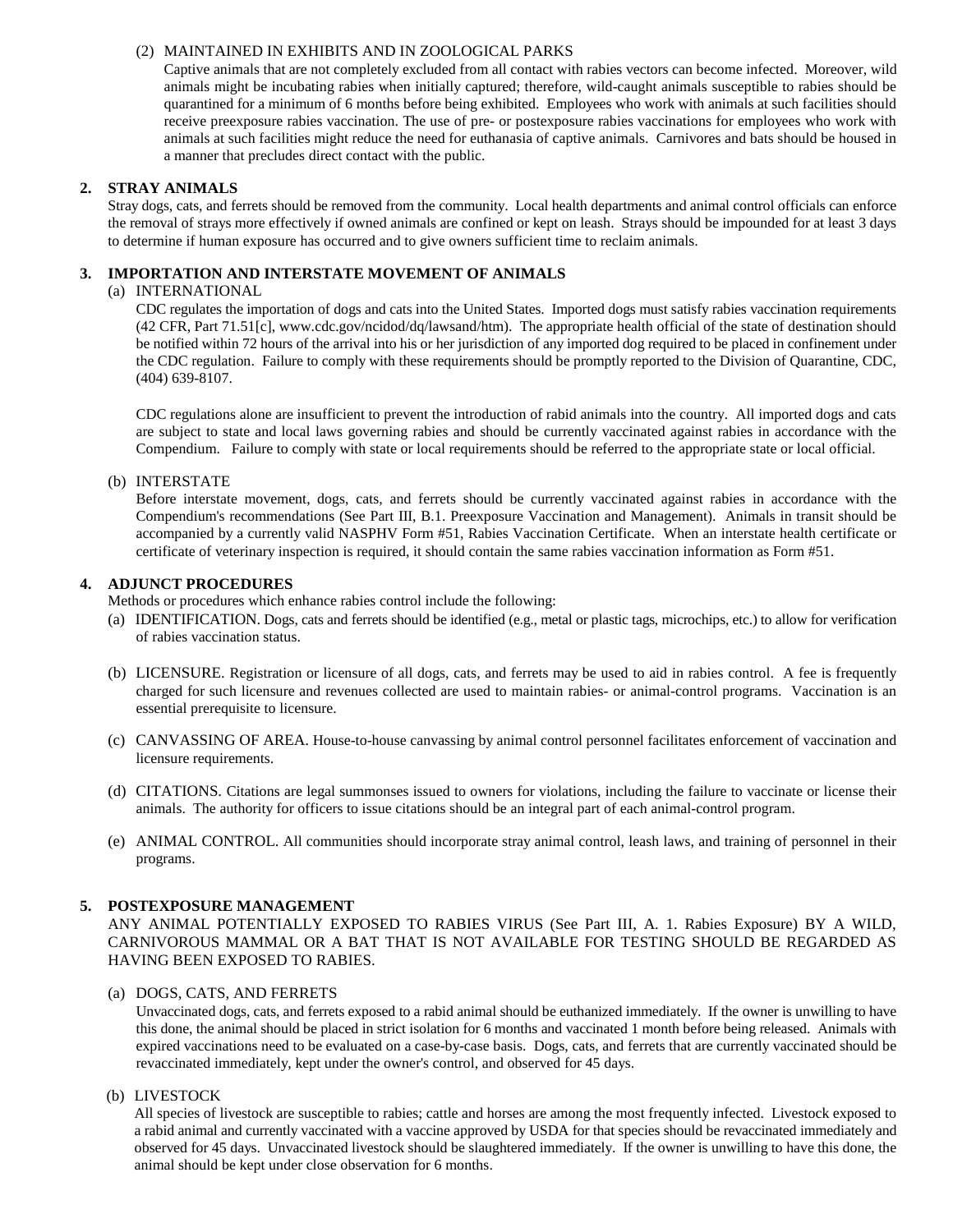(2) MAINTAINED IN EXHIBITS AND IN ZOOLOGICAL PARKS

Captive animals that are not completely excluded from all contact with rabies vectors can become infected. Moreover, wild animals might be incubating rabies when initially captured; therefore, wild-caught animals susceptible to rabies should be quarantined for a minimum of 6 months before being exhibited. Employees who work with animals at such facilities should receive preexposure rabies vaccination. The use of pre- or postexposure rabies vaccinations for employees who work with animals at such facilities might reduce the need for euthanasia of captive animals. Carnivores and bats should be housed in a manner that precludes direct contact with the public.

## 2. STRAY ANIMALS

Stray dogs, cats, and ferrets should be removed from the community. Local health departments and animal control officials can enforce the removal of strays more effectively if owned animals are confined or kept on leash. Strays should be impounded for at least 3 days to determine if human exposure has occurred and to give owners sufficient time to reclaim animals.

## 3. IMPORTATION AND INTERSTATE MOVEMENT OF ANIMALS

(a) INTERNATIONAL

CDC regulates the importation of dogs and cats into the United States. Imported dogs must satisfy rabies vaccination requirements (42 CFR, Part 71.51[c], www.cdc.gov/ncidod/dq/lawsand/htm). The appropriate health official of the state of destination should be notified within 72 hours of the arrival into his or her jurisdiction of any imported dog required to be placed in confinement under the CDC regulation. Failure to comply with these requirements should be promptly reported to the Division of Quarantine, CDC, (404) 639-8107.

CDC regulations alone are insufficient to prevent the introduction of rabid animals into the country. All imported dogs and cats are subject to state and local laws governing rabies and should be currently vaccinated against rabies in accordance with the Compendium. Failure to comply with state or local requirements should be referred to the appropriate state or local official.

(b) INTERSTATE

Before interstate movement, dogs, cats, and ferrets should be currently vaccinated against rabies in accordance with the Compendium's recommendations (See Part III, B.1. Preexposure Vaccination and Management). Animals in transit should be accompanied by a currently valid NASPHV Form #51, Rabies Vaccination Certificate. When an interstate health certificate or certificate of veterinary inspection is required, it should contain the same rabies vaccination information as Form #51.

## 4. ADJUNCT PROCEDURES

Methods or procedures which enhance rabies control include the following:

(a) IDENTIFICATION. Dogs, cats and ferrets should be identified (e.g., metal or plastic tags, microchips, etc.) to allow for verification of rabies vaccination status.

(b) LICENSURE. Registration or licensure of all dogs, cats, and ferrets may be used to aid in rabies control. A fee is frequently charged for such licensure and revenues collected are used to maintain rabies- or animal-control programs. Vaccination is an essential prerequisite to licensure.

(c) CANVASSING OF AREA. House-to-house canvassing by animal control personnel facilitates enforcement of vaccination and licensure requirements.

(d) CITATIONS. Citations are legal summonses issued to owners for violations, including the failure to vaccinate or license their animals. The authority for officers to issue citations should be an integral part of each animal-control program.

(e) ANIMAL CONTROL. All communities should incorporate stray animal control, leash laws, and training of personnel in their programs.

## 5. POSTEXPOSURE MANAGEMENT

ANY ANIMAL POTENTIALLY EXPOSED TO RABIES VIRUS (See Part III, A. 1. Rabies Exposure) BY A WILD, CARNIVOROUS MAMMAL OR A BAT THAT IS NOT AVAILABLE FOR TESTING SHOULD BE REGARDED AS HAVING BEEN EXPOSED TO RABIES.

(a) DOGS, CATS, AND FERRETS

Unvaccinated dogs, cats, and ferrets exposed to a rabid animal should be euthanized immediately. If the owner is unwilling to have this done, the animal should be placed in strict isolation for 6 months and vaccinated 1 month before being released. Animals with expired vaccinations need to be evaluated on a case-by-case basis. Dogs, cats, and ferrets that are currently vaccinated should be revaccinated immediately, kept under the owner's control, and observed for 45 days.

(b) LIVESTOCK

All species of livestock are susceptible to rabies; cattle and horses are among the most frequently infected. Livestock exposed to a rabid animal and currently vaccinated with a vaccine approved by USDA for that species should be revaccinated immediately and observed for 45 days. Unvaccinated livestock should be slaughtered immediately. If the owner is unwilling to have this done, the animal should be kept under close observation for 6 months.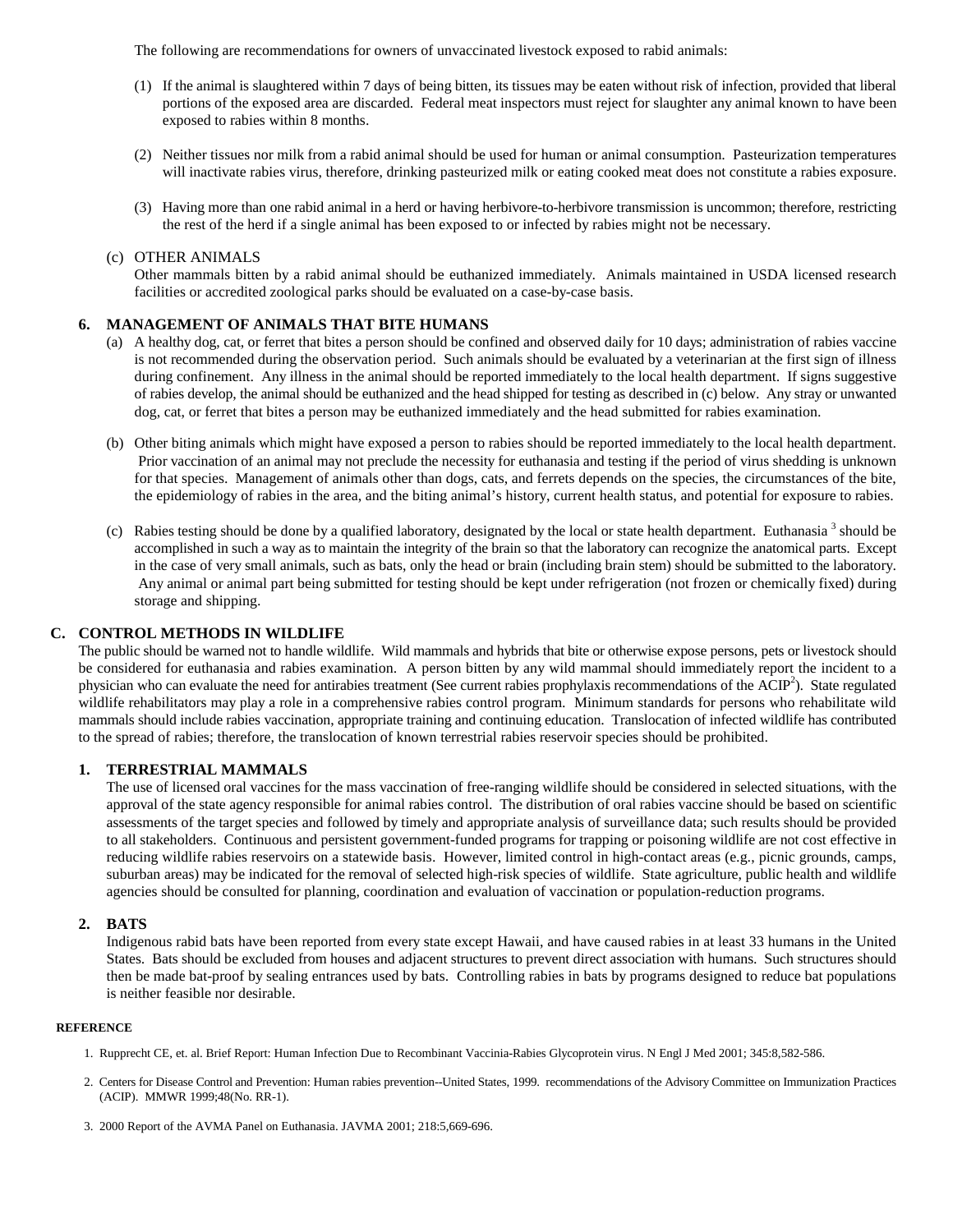The following are recommendations for owners of unvaccinated livestock exposed to rabid animals:

(1) If the animal is slaughtered within 7 days of being bitten, its tissues may be eaten without risk of infection, provided that liberal portions of the exposed area are discarded. Federal meat inspectors must reject for slaughter any animal known to have been exposed to rabies within 8 months.

(2) Neither tissues nor milk from a rabid animal should be used for human or animal consumption. Pasteurization temperatures will inactivate rabies virus, therefore, drinking pasteurized milk or eating cooked meat does not constitute a rabies exposure.

(3) Having more than one rabid animal in a herd or having herbivore-to-herbivore transmission is uncommon; therefore, restricting the rest of the herd if a single animal has been exposed to or infected by rabies might not be necessary.

(c) OTHER ANIMALS
Other mammals bitten by a rabid animal should be euthanized immediately. Animals maintained in USDA licensed research facilities or accredited zoological parks should be evaluated on a case-by-case basis.

### 6. MANAGEMENT OF ANIMALS THAT BITE HUMANS

(a) A healthy dog, cat, or ferret that bites a person should be confined and observed daily for 10 days; administration of rabies vaccine is not recommended during the observation period. Such animals should be evaluated by a veterinarian at the first sign of illness during confinement. Any illness in the animal should be reported immediately to the local health department. If signs suggestive of rabies develop, the animal should be euthanized and the head shipped for testing as described in (c) below. Any stray or unwanted dog, cat, or ferret that bites a person may be euthanized immediately and the head submitted for rabies examination.

(b) Other biting animals which might have exposed a person to rabies should be reported immediately to the local health department. Prior vaccination of an animal may not preclude the necessity for euthanasia and testing if the period of virus shedding is unknown for that species. Management of animals other than dogs, cats, and ferrets depends on the species, the circumstances of the bite, the epidemiology of rabies in the area, and the biting animal's history, current health status, and potential for exposure to rabies.

(c) Rabies testing should be done by a qualified laboratory, designated by the local or state health department. Euthanasia [3] should be accomplished in such a way as to maintain the integrity of the brain so that the laboratory can recognize the anatomical parts. Except in the case of very small animals, such as bats, only the head or brain (including brain stem) should be submitted to the laboratory. Any animal or animal part being submitted for testing should be kept under refrigeration (not frozen or chemically fixed) during storage and shipping.

## C. CONTROL METHODS IN WILDLIFE

The public should be warned not to handle wildlife. Wild mammals and hybrids that bite or otherwise expose persons, pets or livestock should be considered for euthanasia and rabies examination. A person bitten by any wild mammal should immediately report the incident to a physician who can evaluate the need for antirabies treatment (See current rabies prophylaxis recommendations of the ACIP[2]). State regulated wildlife rehabilitators may play a role in a comprehensive rabies control program. Minimum standards for persons who rehabilitate wild mammals should include rabies vaccination, appropriate training and continuing education. Translocation of infected wildlife has contributed to the spread of rabies; therefore, the translocation of known terrestrial rabies reservoir species should be prohibited.

### 1. TERRESTRIAL MAMMALS

The use of licensed oral vaccines for the mass vaccination of free-ranging wildlife should be considered in selected situations, with the approval of the state agency responsible for animal rabies control. The distribution of oral rabies vaccine should be based on scientific assessments of the target species and followed by timely and appropriate analysis of surveillance data; such results should be provided to all stakeholders. Continuous and persistent government-funded programs for trapping or poisoning wildlife are not cost effective in reducing wildlife rabies reservoirs on a statewide basis. However, limited control in high-contact areas (e.g., picnic grounds, camps, suburban areas) may be indicated for the removal of selected high-risk species of wildlife. State agriculture, public health and wildlife agencies should be consulted for planning, coordination and evaluation of vaccination or population-reduction programs.

### 2. BATS

Indigenous rabid bats have been reported from every state except Hawaii, and have caused rabies in at least 33 humans in the United States. Bats should be excluded from houses and adjacent structures to prevent direct association with humans. Such structures should then be made bat-proof by sealing entrances used by bats. Controlling rabies in bats by programs designed to reduce bat populations is neither feasible nor desirable.

#### REFERENCE

1. Rupprecht CE, et. al. Brief Report: Human Infection Due to Recombinant Vaccinia-Rabies Glycoprotein virus. N Engl J Med 2001; 345:8,582-586.
2. Centers for Disease Control and Prevention: Human rabies prevention--United States, 1999. recommendations of the Advisory Committee on Immunization Practices (ACIP). MMWR 1999;48(No. RR-1).
3. 2000 Report of the AVMA Panel on Euthanasia. JAVMA 2001; 218:5,669-696.